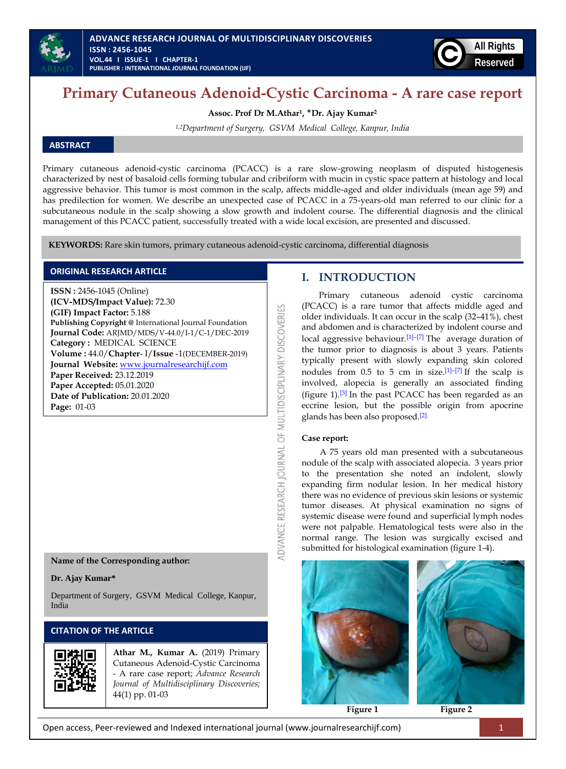# Primary Cutaneous Adenoid-Cystic Carcinoma - A rare case report

**Assoc. Prof Dr M.Athar[1], *Dr. Ajay Kumar[2]**

*[1,2]Department of Surgery, GSVM Medical College, Kanpur, India*

## ABSTRACT

Primary cutaneous adenoid-cystic carcinoma (PCACC) is a rare slow-growing neoplasm of disputed histogenesis characterized by nest of basaloid cells forming tubular and cribriform with mucin in cystic space pattern at histology and local aggressive behavior. This tumor is most common in the scalp, affects middle-aged and older individuals (mean age 59) and has predilection for women. We describe an unexpected case of PCACC in a 75-years-old man referred to our clinic for a subcutaneous nodule in the scalp showing a slow growth and indolent course. The differential diagnosis and the clinical management of this PCACC patient, successfully treated with a wide local excision, are presented and discussed.

**KEYWORDS:** Rare skin tumors, primary cutaneous adenoid-cystic carcinoma, differential diagnosis

## ORIGINAL RESEARCH ARTICLE

**ISSN :** 2456-1045 (Online)
**(ICV-MDS/Impact Value):** 72.30
**(GIF) Impact Factor:** 5.188
**Publishing Copyright @** International Journal Foundation
**Journal Code:** ARJMD/MDS/V-44.0/I-1/C-1/DEC-2019
**Category :** MEDICAL SCIENCE
**Volume :** 44.0/**Chapter**- I/**Issue** -1(DECEMBER-2019)
**Journal Website:** www.journalresearchijf.com
**Paper Received:** 23.12.2019
**Paper Accepted:** 05.01.2020
**Date of Publication:** 20.01.2020
**Page:** 01-03

**Name of the Corresponding author:**

**Dr. Ajay Kumar***

Department of Surgery, GSVM Medical College, Kanpur, India

## CITATION OF THE ARTICLE

**Athar M., Kumar A.** (2019) Primary Cutaneous Adenoid-Cystic Carcinoma - A rare case report; *Advance Research Journal of Multidisciplinary Discoveries;* 44(1) pp. 01-03

## I. INTRODUCTION

Primary cutaneous adenoid cystic carcinoma (PCACC) is a rare tumor that affects middle aged and older individuals. It can occur in the scalp (32–41%), chest and abdomen and is characterized by indolent course and local aggressive behaviour.[1]-[7] The average duration of the tumor prior to diagnosis is about 3 years. Patients typically present with slowly expanding skin colored nodules from 0.5 to 5 cm in size.[1]-[7] If the scalp is involved, alopecia is generally an associated finding (figure 1).[3] In the past PCACC has been regarded as an eccrine lesion, but the possible origin from apocrine glands has also been proposed.[2]

### Case report:

A 75 years old man presented with a subcutaneous nodule of the scalp with associated alopecia. 3 years prior to the presentation she noted an indolent, slowly expanding firm nodular lesion. In her medical history there was no evidence of previous skin lesions or systemic tumor diseases. At physical examination no signs of systemic disease were found and superficial lymph nodes were not palpable. Hematological tests were also in the normal range. The lesion was surgically excised and submitted for histological examination (figure 1-4).

Figure 1

Figure 2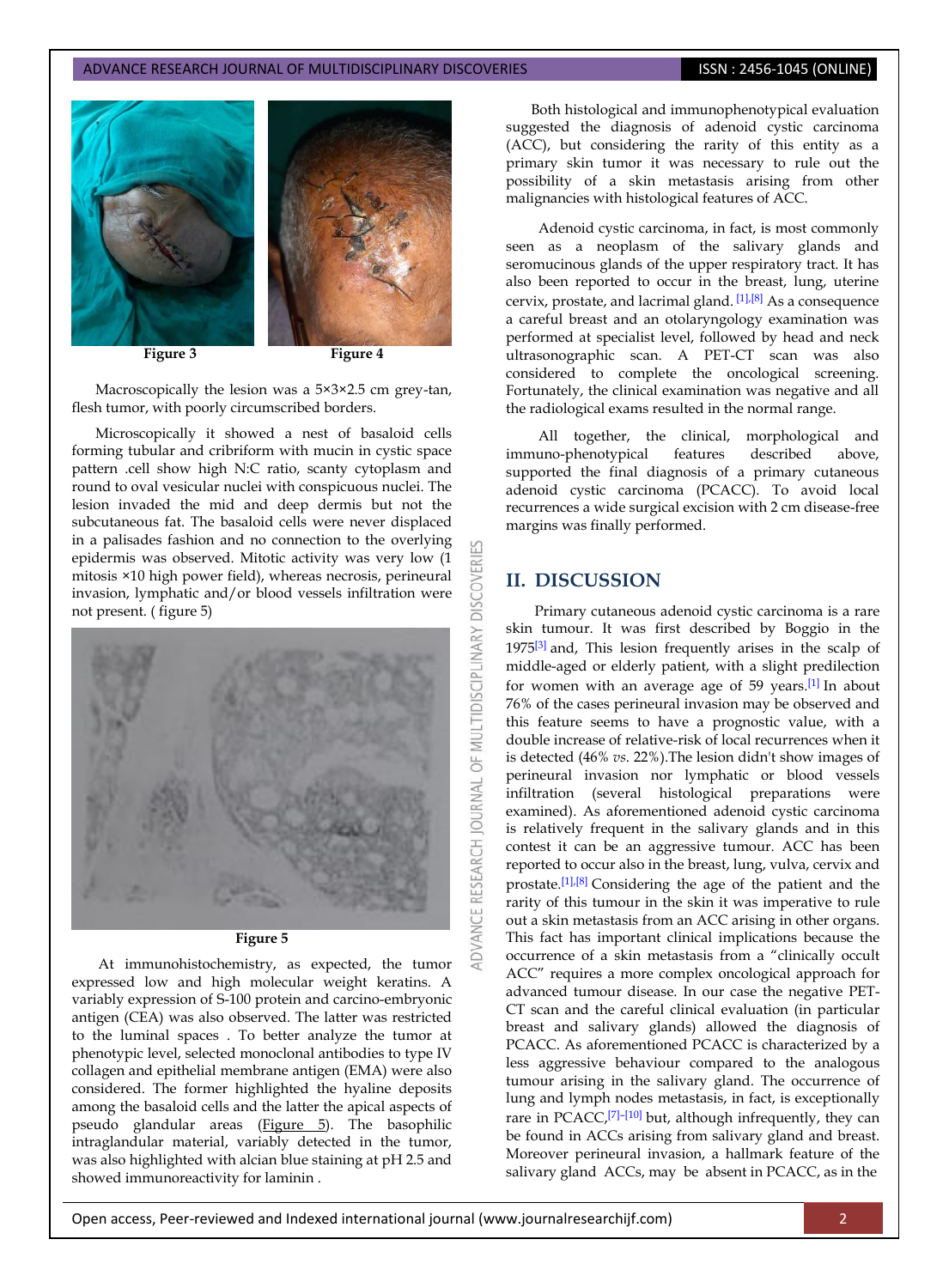Figure 3

Figure 4

Macroscopically the lesion was a 5×3×2.5 cm grey-tan, flesh tumor, with poorly circumscribed borders.

Microscopically it showed a nest of basaloid cells forming tubular and cribriform with mucin in cystic space pattern .cell show high N:C ratio, scanty cytoplasm and round to oval vesicular nuclei with conspicuous nuclei. The lesion invaded the mid and deep dermis but not the subcutaneous fat. The basaloid cells were never displaced in a palisades fashion and no connection to the overlying epidermis was observed. Mitotic activity was very low (1 mitosis ×10 high power field), whereas necrosis, perineural invasion, lymphatic and/or blood vessels infiltration were not present. ( figure 5)

Figure 5

At immunohistochemistry, as expected, the tumor expressed low and high molecular weight keratins. A variably expression of S-100 protein and carcino-embryonic antigen (CEA) was also observed. The latter was restricted to the luminal spaces . To better analyze the tumor at phenotypic level, selected monoclonal antibodies to type IV collagen and epithelial membrane antigen (EMA) were also considered. The former highlighted the hyaline deposits among the basaloid cells and the latter the apical aspects of pseudo glandular areas (Figure 5). The basophilic intraglandular material, variably detected in the tumor, was also highlighted with alcian blue staining at pH 2.5 and showed immunoreactivity for laminin .

Both histological and immunophenotypical evaluation suggested the diagnosis of adenoid cystic carcinoma (ACC), but considering the rarity of this entity as a primary skin tumor it was necessary to rule out the possibility of a skin metastasis arising from other malignancies with histological features of ACC.

Adenoid cystic carcinoma, in fact, is most commonly seen as a neoplasm of the salivary glands and seromucinous glands of the upper respiratory tract. It has also been reported to occur in the breast, lung, uterine cervix, prostate, and lacrimal gland. [1],[8] As a consequence a careful breast and an otolaryngology examination was performed at specialist level, followed by head and neck ultrasonographic scan. A PET-CT scan was also considered to complete the oncological screening. Fortunately, the clinical examination was negative and all the radiological exams resulted in the normal range.

All together, the clinical, morphological and immuno-phenotypical features described above, supported the final diagnosis of a primary cutaneous adenoid cystic carcinoma (PCACC). To avoid local recurrences a wide surgical excision with 2 cm disease-free margins was finally performed.

## II. DISCUSSION

Primary cutaneous adenoid cystic carcinoma is a rare skin tumour. It was first described by Boggio in the 1975[3] and, This lesion frequently arises in the scalp of middle-aged or elderly patient, with a slight predilection for women with an average age of 59 years.[1] In about 76% of the cases perineural invasion may be observed and this feature seems to have a prognostic value, with a double increase of relative-risk of local recurrences when it is detected (46% *vs*. 22%).The lesion didn't show images of perineural invasion nor lymphatic or blood vessels infiltration (several histological preparations were examined). As aforementioned adenoid cystic carcinoma is relatively frequent in the salivary glands and in this contest it can be an aggressive tumour. ACC has been reported to occur also in the breast, lung, vulva, cervix and prostate.[1],[8] Considering the age of the patient and the rarity of this tumour in the skin it was imperative to rule out a skin metastasis from an ACC arising in other organs. This fact has important clinical implications because the occurrence of a skin metastasis from a "clinically occult ACC" requires a more complex oncological approach for advanced tumour disease. In our case the negative PET-CT scan and the careful clinical evaluation (in particular breast and salivary glands) allowed the diagnosis of PCACC. As aforementioned PCACC is characterized by a less aggressive behaviour compared to the analogous tumour arising in the salivary gland. The occurrence of lung and lymph nodes metastasis, in fact, is exceptionally rare in PCACC,[7]-[10] but, although infrequently, they can be found in ACCs arising from salivary gland and breast. Moreover perineural invasion, a hallmark feature of the salivary gland ACCs, may be absent in PCACC, as in the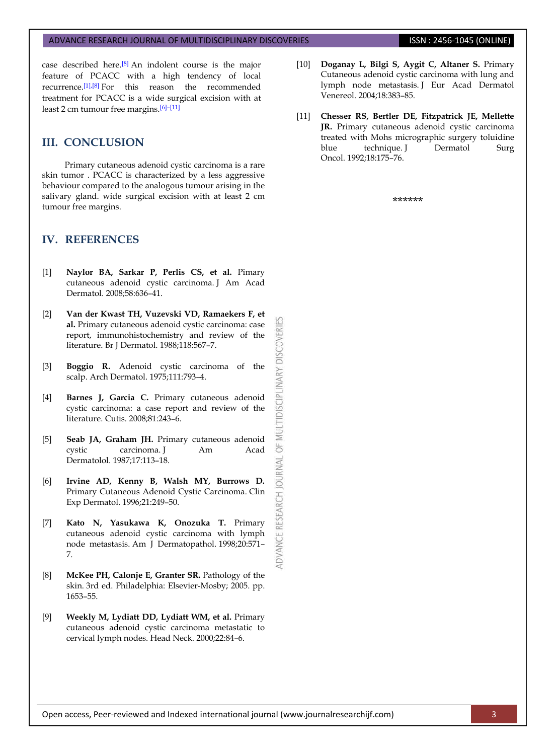case described here.[8] An indolent course is the major feature of PCACC with a high tendency of local recurrence.[1],[8] For this reason the recommended treatment for PCACC is a wide surgical excision with at least 2 cm tumour free margins.[6]–[11]

## III. CONCLUSION

Primary cutaneous adenoid cystic carcinoma is a rare skin tumor . PCACC is characterized by a less aggressive behaviour compared to the analogous tumour arising in the salivary gland. wide surgical excision with at least 2 cm tumour free margins.

## IV. REFERENCES

[1] **Naylor BA, Sarkar P, Perlis CS, et al.** Primary cutaneous adenoid cystic carcinoma. J Am Acad Dermatol. 2008;58:636–41.

[2] **Van der Kwast TH, Vuzevski VD, Ramaekers F, et al.** Primary cutaneous adenoid cystic carcinoma: case report, immunohistochemistry and review of the literature. Br J Dermatol. 1988;118:567–7.

[3] **Boggio R.** Adenoid cystic carcinoma of the scalp. Arch Dermatol. 1975;111:793–4.

[4] **Barnes J, Garcia C.** Primary cutaneous adenoid cystic carcinoma: a case report and review of the literature. Cutis. 2008;81:243–6.

[5] **Seab JA, Graham JH.** Primary cutaneous adenoid cystic carcinoma. J Am Acad Dermatolol. 1987;17:113–18.

[6] **Irvine AD, Kenny B, Walsh MY, Burrows D.** Primary Cutaneous Adenoid Cystic Carcinoma. Clin Exp Dermatol. 1996;21:249–50.

[7] **Kato N, Yasukawa K, Onozuka T.** Primary cutaneous adenoid cystic carcinoma with lymph node metastasis. Am J Dermatopathol. 1998;20:571–7.

[8] **McKee PH, Calonje E, Granter SR.** Pathology of the skin. 3rd ed. Philadelphia: Elsevier-Mosby; 2005. pp. 1653–55.

[9] **Weekly M, Lydiatt DD, Lydiatt WM, et al.** Primary cutaneous adenoid cystic carcinoma metastatic to cervical lymph nodes. Head Neck. 2000;22:84–6.

[10] **Doganay L, Bilgi S, Aygit C, Altaner S.** Primary Cutaneous adenoid cystic carcinoma with lung and lymph node metastasis. J Eur Acad Dermatol Venereol. 2004;18:383–85.

[11] **Chesser RS, Bertler DE, Fitzpatrick JE, Mellette JR.** Primary cutaneous adenoid cystic carcinoma treated with Mohs micrographic surgery toluidine blue technique. J Dermatol Surg Oncol. 1992;18:175–76.

******